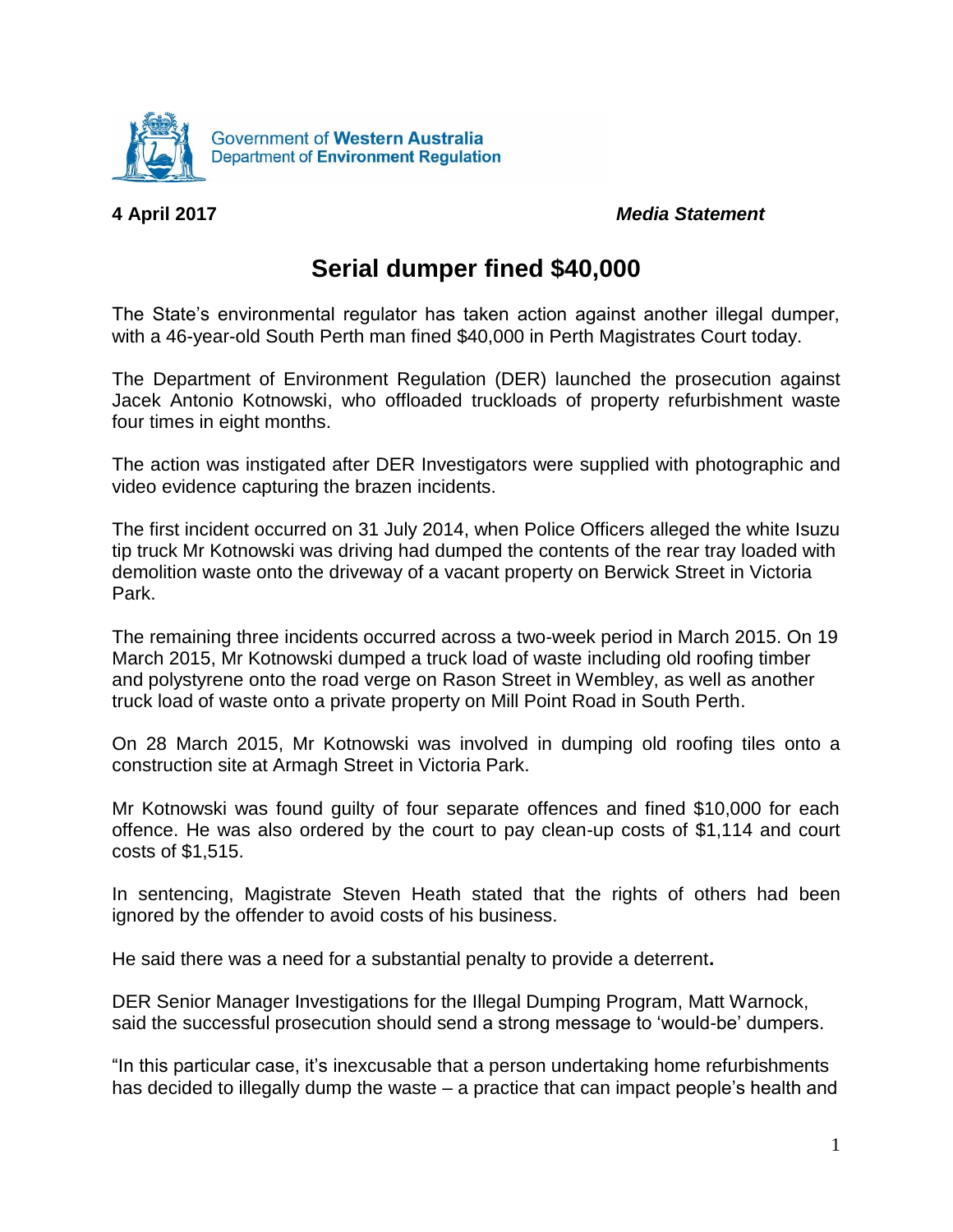Government of **Western Australia**
Department of **Environment Regulation**

**4 April 2017** ***Media Statement***

# Serial dumper fined $40,000

The State's environmental regulator has taken action against another illegal dumper, with a 46-year-old South Perth man fined $40,000 in Perth Magistrates Court today.

The Department of Environment Regulation (DER) launched the prosecution against Jacek Antonio Kotnowski, who offloaded truckloads of property refurbishment waste four times in eight months.

The action was instigated after DER Investigators were supplied with photographic and video evidence capturing the brazen incidents.

The first incident occurred on 31 July 2014, when Police Officers alleged the white Isuzu tip truck Mr Kotnowski was driving had dumped the contents of the rear tray loaded with demolition waste onto the driveway of a vacant property on Berwick Street in Victoria Park.

The remaining three incidents occurred across a two-week period in March 2015. On 19 March 2015, Mr Kotnowski dumped a truck load of waste including old roofing timber and polystyrene onto the road verge on Rason Street in Wembley, as well as another truck load of waste onto a private property on Mill Point Road in South Perth.

On 28 March 2015, Mr Kotnowski was involved in dumping old roofing tiles onto a construction site at Armagh Street in Victoria Park.

Mr Kotnowski was found guilty of four separate offences and fined $10,000 for each offence. He was also ordered by the court to pay clean-up costs of $1,114 and court costs of $1,515.

In sentencing, Magistrate Steven Heath stated that the rights of others had been ignored by the offender to avoid costs of his business.

He said there was a need for a substantial penalty to provide a deterrent.

DER Senior Manager Investigations for the Illegal Dumping Program, Matt Warnock, said the successful prosecution should send a strong message to 'would-be' dumpers.

"In this particular case, it's inexcusable that a person undertaking home refurbishments has decided to illegally dump the waste – a practice that can impact people's health and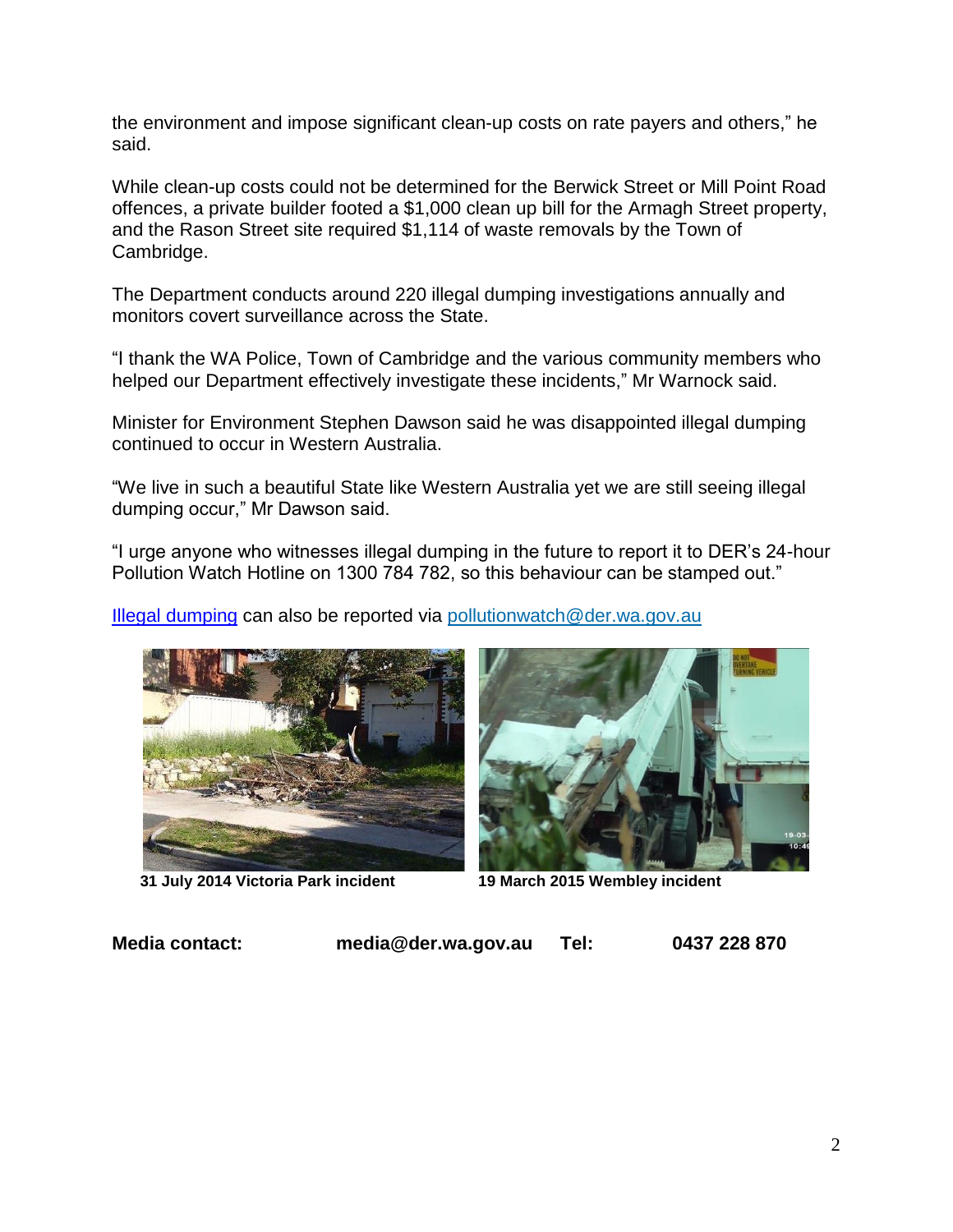the environment and impose significant clean-up costs on rate payers and others," he said.

While clean-up costs could not be determined for the Berwick Street or Mill Point Road offences, a private builder footed a $1,000 clean up bill for the Armagh Street property, and the Rason Street site required $1,114 of waste removals by the Town of Cambridge.

The Department conducts around 220 illegal dumping investigations annually and monitors covert surveillance across the State.

"I thank the WA Police, Town of Cambridge and the various community members who helped our Department effectively investigate these incidents," Mr Warnock said.

Minister for Environment Stephen Dawson said he was disappointed illegal dumping continued to occur in Western Australia.

"We live in such a beautiful State like Western Australia yet we are still seeing illegal dumping occur," Mr Dawson said.

"I urge anyone who witnesses illegal dumping in the future to report it to DER's 24-hour Pollution Watch Hotline on 1300 784 782, so this behaviour can be stamped out."

[Illegal dumping](#) can also be reported via [pollutionwatch@der.wa.gov.au](mailto:pollutionwatch@der.wa.gov.au)

**31 July 2014 Victoria Park incident**

**19 March 2015 Wembley incident**

**Media contact:** **media@der.wa.gov.au** **Tel:** **0437 228 870**